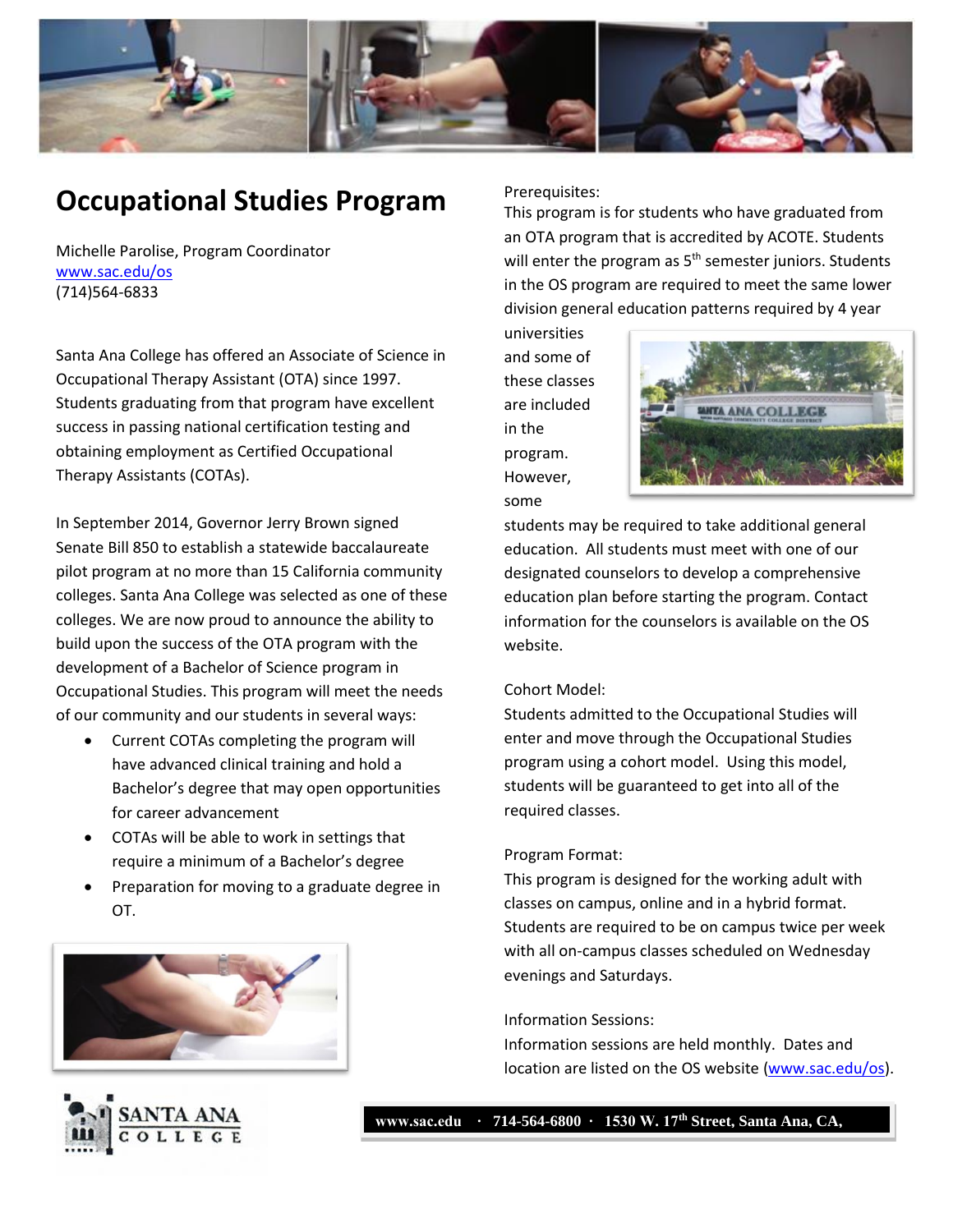# Occupational Studies Program

Michelle Parolise, Program Coordinator
www.sac.edu/os
(714)564-6833

Santa Ana College has offered an Associate of Science in Occupational Therapy Assistant (OTA) since 1997. Students graduating from that program have excellent success in passing national certification testing and obtaining employment as Certified Occupational Therapy Assistants (COTAs).

In September 2014, Governor Jerry Brown signed Senate Bill 850 to establish a statewide baccalaureate pilot program at no more than 15 California community colleges. Santa Ana College was selected as one of these colleges. We are now proud to announce the ability to build upon the success of the OTA program with the development of a Bachelor of Science program in Occupational Studies. This program will meet the needs of our community and our students in several ways:

- Current COTAs completing the program will have advanced clinical training and hold a Bachelor's degree that may open opportunities for career advancement
- COTAs will be able to work in settings that require a minimum of a Bachelor's degree
- Preparation for moving to a graduate degree in OT.

Prerequisites:
This program is for students who have graduated from an OTA program that is accredited by ACOTE. Students will enter the program as 5th semester juniors. Students in the OS program are required to meet the same lower division general education patterns required by 4 year universities and some of these classes are included in the program. However, some students may be required to take additional general education. All students must meet with one of our designated counselors to develop a comprehensive education plan before starting the program. Contact information for the counselors is available on the OS website.

Cohort Model:
Students admitted to the Occupational Studies will enter and move through the Occupational Studies program using a cohort model. Using this model, students will be guaranteed to get into all of the required classes.

Program Format:
This program is designed for the working adult with classes on campus, online and in a hybrid format. Students are required to be on campus twice per week with all on-campus classes scheduled on Wednesday evenings and Saturdays.

Information Sessions:
Information sessions are held monthly. Dates and location are listed on the OS website (www.sac.edu/os).

SANTA ANA COLLEGE

www.sac.edu · 714-564-6800 · 1530 W. 17th Street, Santa Ana, CA,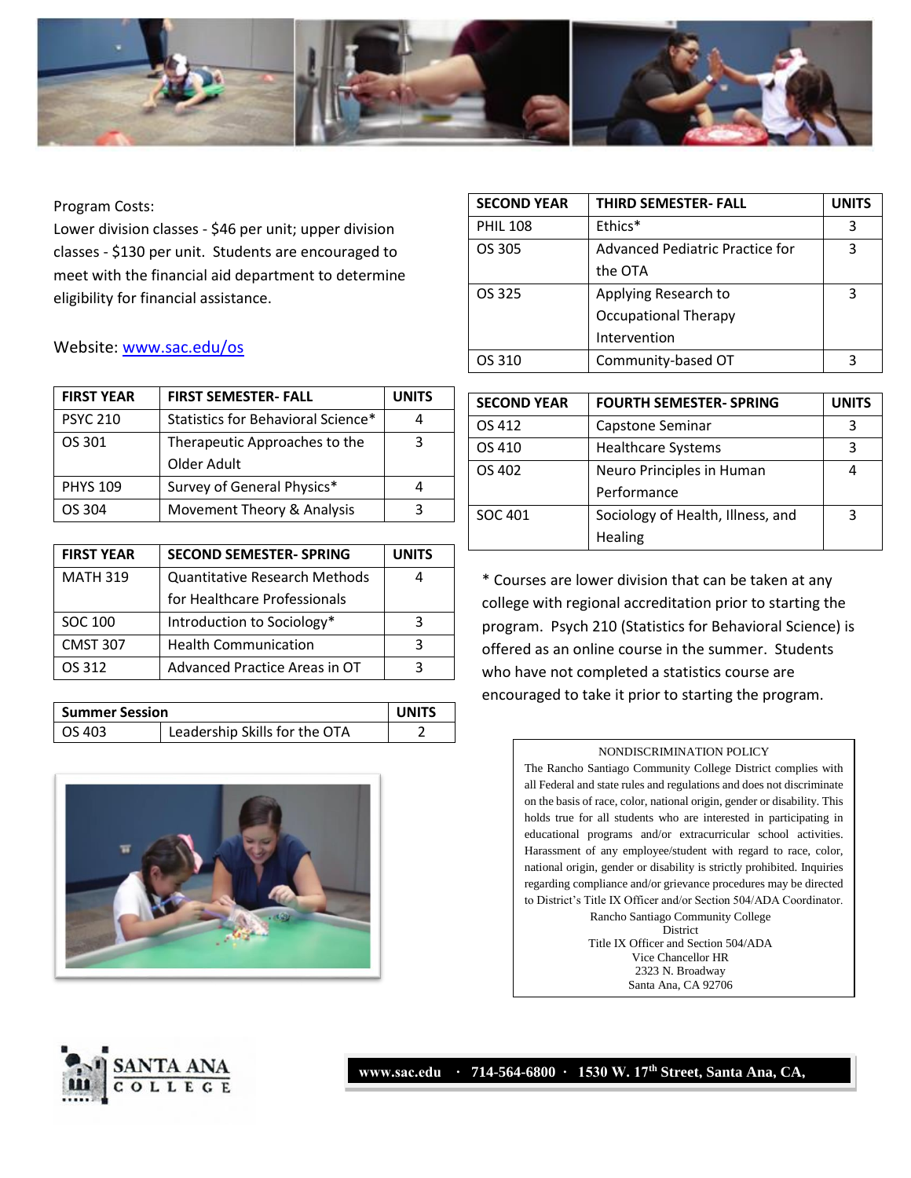Program Costs:
Lower division classes - $46 per unit; upper division classes - $130 per unit. Students are encouraged to meet with the financial aid department to determine eligibility for financial assistance.

Website: www.sac.edu/os

| FIRST YEAR | FIRST SEMESTER- FALL | UNITS |
|---|---|---|
| PSYC 210 | Statistics for Behavioral Science* | 4 |
| OS 301 | Therapeutic Approaches to the Older Adult | 3 |
| PHYS 109 | Survey of General Physics* | 4 |
| OS 304 | Movement Theory & Analysis | 3 |

| FIRST YEAR | SECOND SEMESTER- SPRING | UNITS |
|---|---|---|
| MATH 319 | Quantitative Research Methods for Healthcare Professionals | 4 |
| SOC 100 | Introduction to Sociology* | 3 |
| CMST 307 | Health Communication | 3 |
| OS 312 | Advanced Practice Areas in OT | 3 |

| Summer Session | | UNITS |
|---|---|---|
| OS 403 | Leadership Skills for the OTA | 2 |

| SECOND YEAR | THIRD SEMESTER- FALL | UNITS |
|---|---|---|
| PHIL 108 | Ethics* | 3 |
| OS 305 | Advanced Pediatric Practice for the OTA | 3 |
| OS 325 | Applying Research to Occupational Therapy Intervention | 3 |
| OS 310 | Community-based OT | 3 |

| SECOND YEAR | FOURTH SEMESTER- SPRING | UNITS |
|---|---|---|
| OS 412 | Capstone Seminar | 3 |
| OS 410 | Healthcare Systems | 3 |
| OS 402 | Neuro Principles in Human Performance | 4 |
| SOC 401 | Sociology of Health, Illness, and Healing | 3 |

* Courses are lower division that can be taken at any college with regional accreditation prior to starting the program. Psych 210 (Statistics for Behavioral Science) is offered as an online course in the summer. Students who have not completed a statistics course are encouraged to take it prior to starting the program.

NONDISCRIMINATION POLICY

The Rancho Santiago Community College District complies with all Federal and state rules and regulations and does not discriminate on the basis of race, color, national origin, gender or disability. This holds true for all students who are interested in participating in educational programs and/or extracurricular school activities. Harassment of any employee/student with regard to race, color, national origin, gender or disability is strictly prohibited. Inquiries regarding compliance and/or grievance procedures may be directed to District's Title IX Officer and/or Section 504/ADA Coordinator.

Rancho Santiago Community College District
Title IX Officer and Section 504/ADA
Vice Chancellor HR
2323 N. Broadway
Santa Ana, CA 92706

SANTA ANA COLLEGE

**www.sac.edu · 714-564-6800 · 1530 W. 17th Street, Santa Ana, CA,**